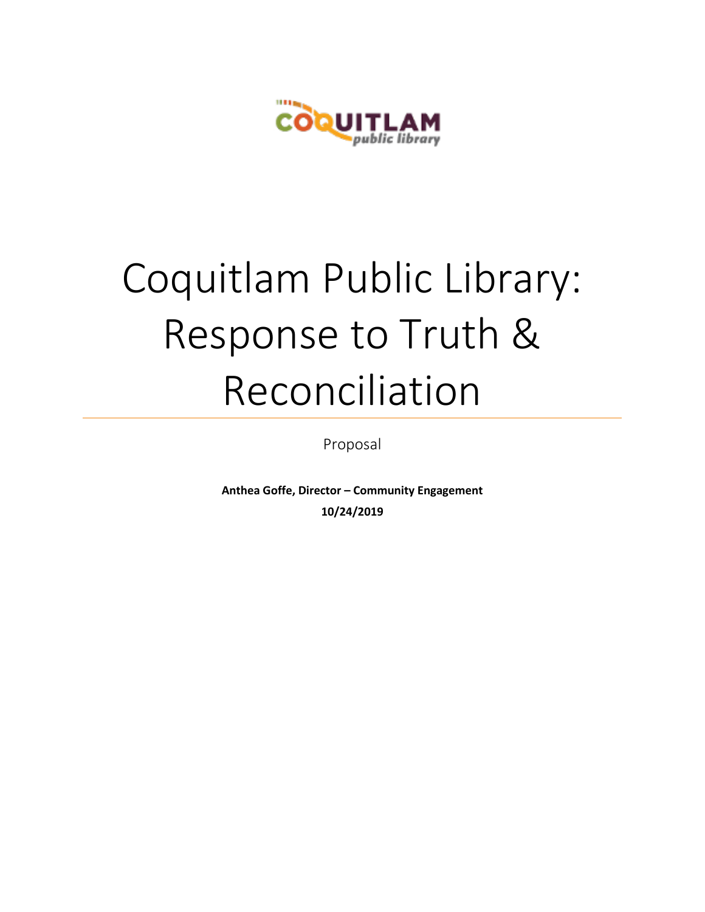# Coquitlam Public Library: Response to Truth & Reconciliation

Proposal

**Anthea Goffe, Director – Community Engagement**

**10/24/2019**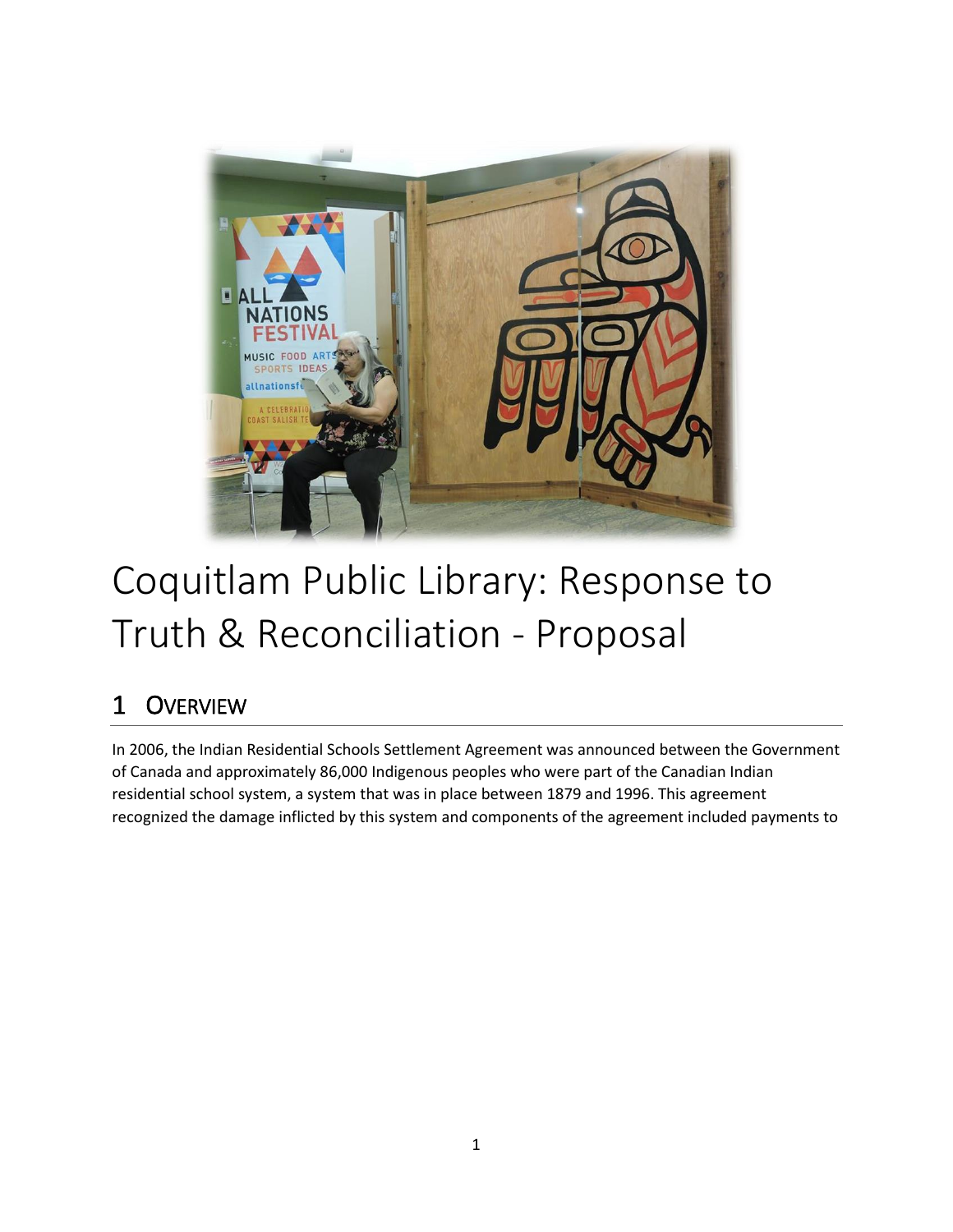# Coquitlam Public Library: Response to Truth & Reconciliation - Proposal

## 1 Overview

In 2006, the Indian Residential Schools Settlement Agreement was announced between the Government of Canada and approximately 86,000 Indigenous peoples who were part of the Canadian Indian residential school system, a system that was in place between 1879 and 1996. This agreement recognized the damage inflicted by this system and components of the agreement included payments to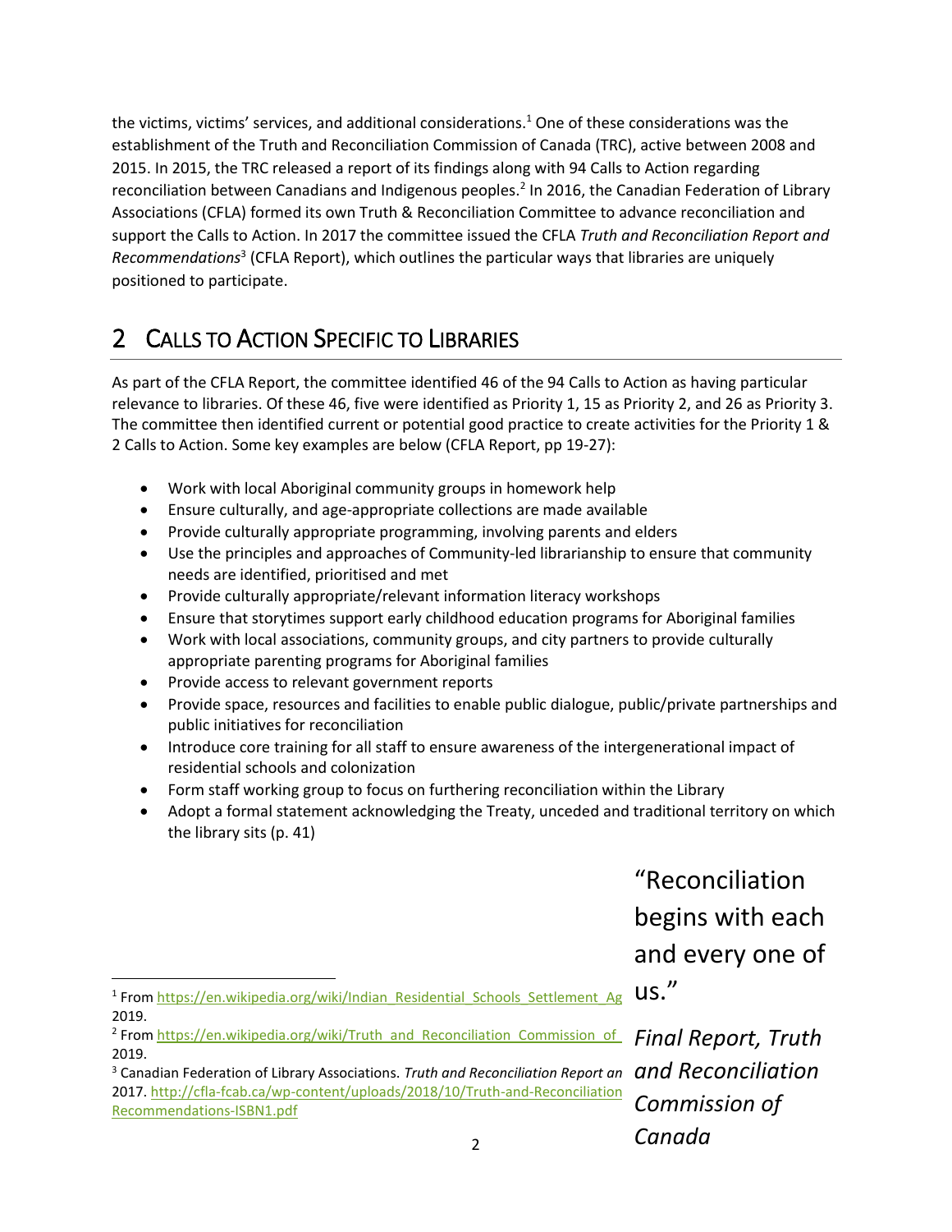the victims, victims' services, and additional considerations.[1] One of these considerations was the establishment of the Truth and Reconciliation Commission of Canada (TRC), active between 2008 and 2015. In 2015, the TRC released a report of its findings along with 94 Calls to Action regarding reconciliation between Canadians and Indigenous peoples.[2] In 2016, the Canadian Federation of Library Associations (CFLA) formed its own Truth & Reconciliation Committee to advance reconciliation and support the Calls to Action. In 2017 the committee issued the CFLA *Truth and Reconciliation Report and Recommendations*[3] (CFLA Report), which outlines the particular ways that libraries are uniquely positioned to participate.

## 2 Calls to Action Specific to Libraries

As part of the CFLA Report, the committee identified 46 of the 94 Calls to Action as having particular relevance to libraries. Of these 46, five were identified as Priority 1, 15 as Priority 2, and 26 as Priority 3. The committee then identified current or potential good practice to create activities for the Priority 1 & 2 Calls to Action. Some key examples are below (CFLA Report, pp 19-27):

- Work with local Aboriginal community groups in homework help
- Ensure culturally, and age-appropriate collections are made available
- Provide culturally appropriate programming, involving parents and elders
- Use the principles and approaches of Community-led librarianship to ensure that community needs are identified, prioritised and met
- Provide culturally appropriate/relevant information literacy workshops
- Ensure that storytimes support early childhood education programs for Aboriginal families
- Work with local associations, community groups, and city partners to provide culturally appropriate parenting programs for Aboriginal families
- Provide access to relevant government reports
- Provide space, resources and facilities to enable public dialogue, public/private partnerships and public initiatives for reconciliation
- Introduce core training for all staff to ensure awareness of the intergenerational impact of residential schools and colonization
- Form staff working group to focus on furthering reconciliation within the Library
- Adopt a formal statement acknowledging the Treaty, unceded and traditional territory on which the library sits (p. 41)

> "Reconciliation begins with each and every one of us."
>
> *Final Report, Truth and Reconciliation Commission of Canada*

[1] From https://en.wikipedia.org/wiki/Indian_Residential_Schools_Settlement_Ag 2019.

[2] From https://en.wikipedia.org/wiki/Truth_and_Reconciliation_Commission_of_ 2019.

[3] Canadian Federation of Library Associations. *Truth and Reconciliation Report an* 2017. http://cfla-fcab.ca/wp-content/uploads/2018/10/Truth-and-Reconciliation Recommendations-ISBN1.pdf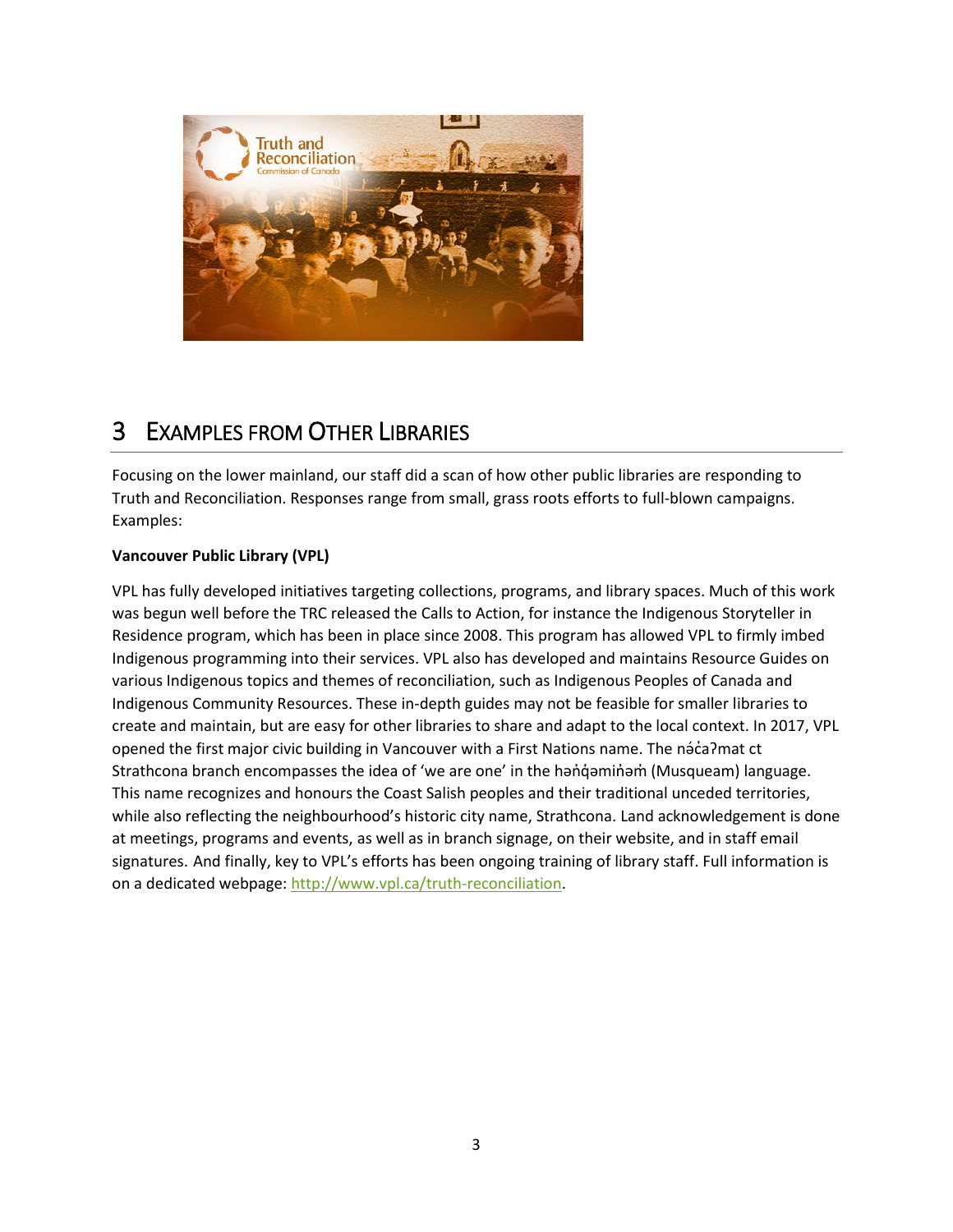## 3 Examples from Other Libraries

Focusing on the lower mainland, our staff did a scan of how other public libraries are responding to Truth and Reconciliation. Responses range from small, grass roots efforts to full-blown campaigns. Examples:

**Vancouver Public Library (VPL)**

VPL has fully developed initiatives targeting collections, programs, and library spaces. Much of this work was begun well before the TRC released the Calls to Action, for instance the Indigenous Storyteller in Residence program, which has been in place since 2008. This program has allowed VPL to firmly imbed Indigenous programming into their services. VPL also has developed and maintains Resource Guides on various Indigenous topics and themes of reconciliation, such as Indigenous Peoples of Canada and Indigenous Community Resources. These in-depth guides may not be feasible for smaller libraries to create and maintain, but are easy for other libraries to share and adapt to the local context. In 2017, VPL opened the first major civic building in Vancouver with a First Nations name. The nə́c̓aʔmat ct Strathcona branch encompasses the idea of 'we are one' in the hən̓q̓əmin̓əm̓ (Musqueam) language. This name recognizes and honours the Coast Salish peoples and their traditional unceded territories, while also reflecting the neighbourhood's historic city name, Strathcona. Land acknowledgement is done at meetings, programs and events, as well as in branch signage, on their website, and in staff email signatures. And finally, key to VPL's efforts has been ongoing training of library staff. Full information is on a dedicated webpage: http://www.vpl.ca/truth-reconciliation.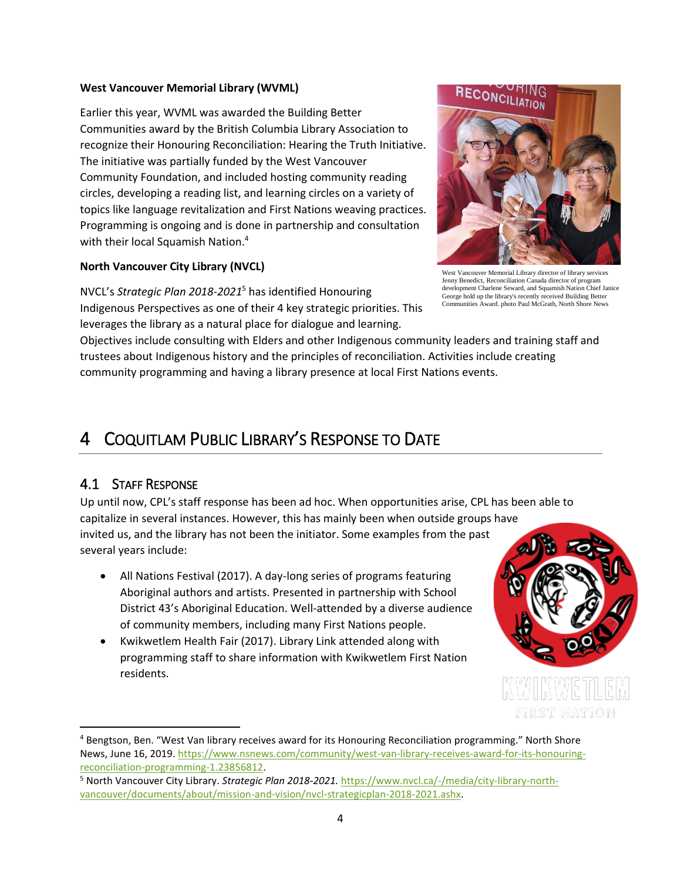**West Vancouver Memorial Library (WVML)**

Earlier this year, WVML was awarded the Building Better Communities award by the British Columbia Library Association to recognize their Honouring Reconciliation: Hearing the Truth Initiative. The initiative was partially funded by the West Vancouver Community Foundation, and included hosting community reading circles, developing a reading list, and learning circles on a variety of topics like language revitalization and First Nations weaving practices. Programming is ongoing and is done in partnership and consultation with their local Squamish Nation.[4]

West Vancouver Memorial Library director of library services Jenny Benedict, Reconciliation Canada director of program development Charlene Seward, and Squamish Nation Chief Janice George hold up the library's recently received Building Better Communities Award. photo Paul McGrath, North Shore News

**North Vancouver City Library (NVCL)**

NVCL's *Strategic Plan 2018-2021*[5] has identified Honouring Indigenous Perspectives as one of their 4 key strategic priorities. This leverages the library as a natural place for dialogue and learning. Objectives include consulting with Elders and other Indigenous community leaders and training staff and trustees about Indigenous history and the principles of reconciliation. Activities include creating community programming and having a library presence at local First Nations events.

# 4 Coquitlam Public Library's Response to Date

## 4.1 Staff Response

Up until now, CPL's staff response has been ad hoc. When opportunities arise, CPL has been able to capitalize in several instances. However, this has mainly been when outside groups have invited us, and the library has not been the initiator. Some examples from the past several years include:

- All Nations Festival (2017). A day-long series of programs featuring Aboriginal authors and artists. Presented in partnership with School District 43's Aboriginal Education. Well-attended by a diverse audience of community members, including many First Nations people.
- Kwikwetlem Health Fair (2017). Library Link attended along with programming staff to share information with Kwikwetlem First Nation residents.

KWIKWETLEM FIRST NATION

---

[4] Bengtson, Ben. "West Van library receives award for its Honouring Reconciliation programming." North Shore News, June 16, 2019. https://www.nsnews.com/community/west-van-library-receives-award-for-its-honouring-reconciliation-programming-1.23856812.

[5] North Vancouver City Library. *Strategic Plan 2018-2021.* https://www.nvcl.ca/-/media/city-library-north-vancouver/documents/about/mission-and-vision/nvcl-strategicplan-2018-2021.ashx.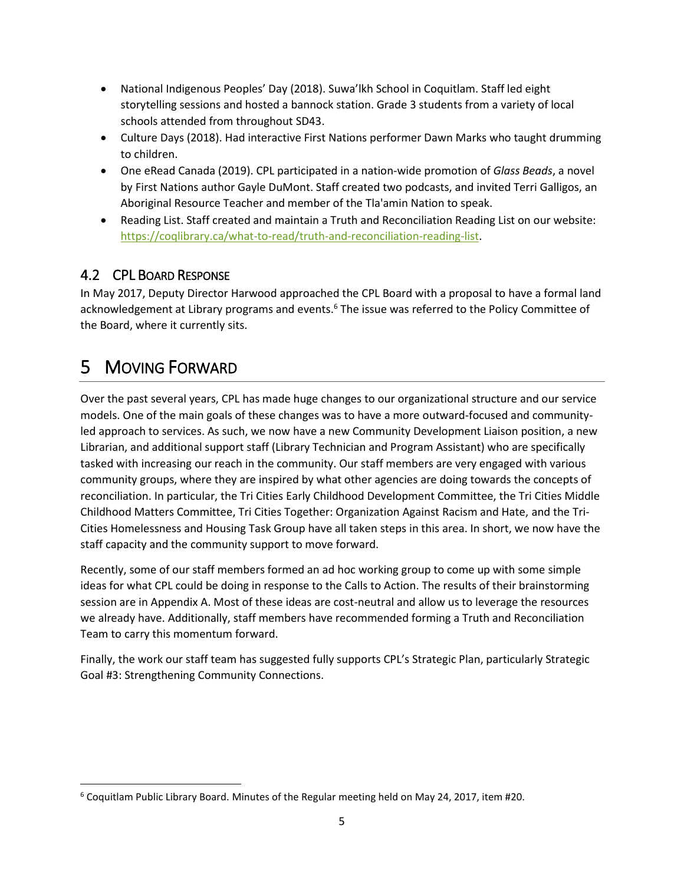- National Indigenous Peoples' Day (2018). Suwa'lkh School in Coquitlam. Staff led eight storytelling sessions and hosted a bannock station. Grade 3 students from a variety of local schools attended from throughout SD43.
- Culture Days (2018). Had interactive First Nations performer Dawn Marks who taught drumming to children.
- One eRead Canada (2019). CPL participated in a nation-wide promotion of *Glass Beads*, a novel by First Nations author Gayle DuMont. Staff created two podcasts, and invited Terri Galligos, an Aboriginal Resource Teacher and member of the Tla'amin Nation to speak.
- Reading List. Staff created and maintain a Truth and Reconciliation Reading List on our website: [https://coqlibrary.ca/what-to-read/truth-and-reconciliation-reading-list](https://coqlibrary.ca/what-to-read/truth-and-reconciliation-reading-list).

### 4.2 CPL Board Response

In May 2017, Deputy Director Harwood approached the CPL Board with a proposal to have a formal land acknowledgement at Library programs and events.[6] The issue was referred to the Policy Committee of the Board, where it currently sits.

## 5 Moving Forward

Over the past several years, CPL has made huge changes to our organizational structure and our service models. One of the main goals of these changes was to have a more outward-focused and community-led approach to services. As such, we now have a new Community Development Liaison position, a new Librarian, and additional support staff (Library Technician and Program Assistant) who are specifically tasked with increasing our reach in the community. Our staff members are very engaged with various community groups, where they are inspired by what other agencies are doing towards the concepts of reconciliation. In particular, the Tri Cities Early Childhood Development Committee, the Tri Cities Middle Childhood Matters Committee, Tri Cities Together: Organization Against Racism and Hate, and the Tri-Cities Homelessness and Housing Task Group have all taken steps in this area. In short, we now have the staff capacity and the community support to move forward.

Recently, some of our staff members formed an ad hoc working group to come up with some simple ideas for what CPL could be doing in response to the Calls to Action. The results of their brainstorming session are in Appendix A. Most of these ideas are cost-neutral and allow us to leverage the resources we already have. Additionally, staff members have recommended forming a Truth and Reconciliation Team to carry this momentum forward.

Finally, the work our staff team has suggested fully supports CPL's Strategic Plan, particularly Strategic Goal #3: Strengthening Community Connections.

[6] Coquitlam Public Library Board. Minutes of the Regular meeting held on May 24, 2017, item #20.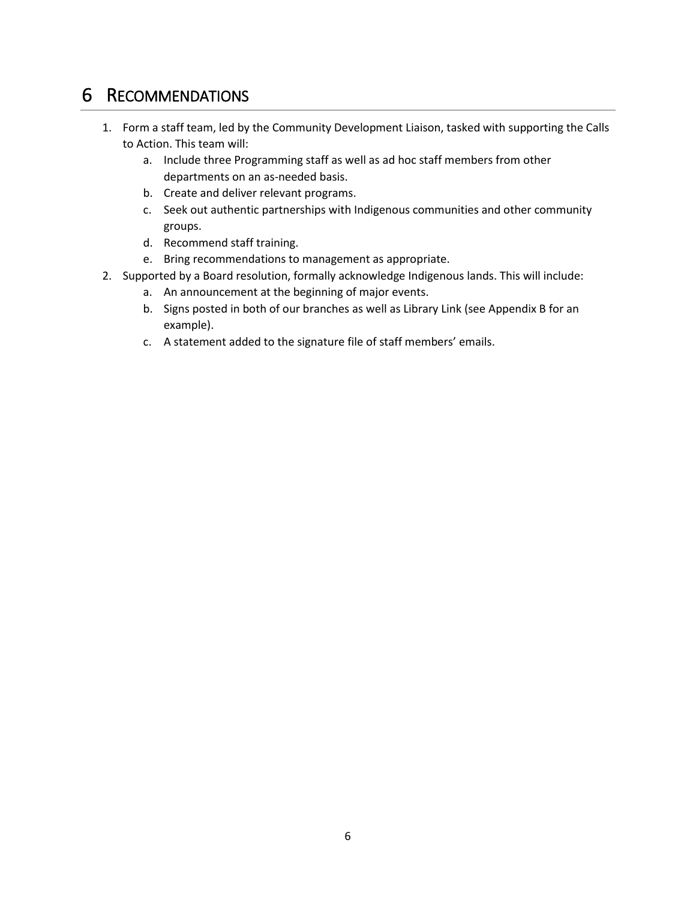# 6 RECOMMENDATIONS

1. Form a staff team, led by the Community Development Liaison, tasked with supporting the Calls to Action. This team will:
   a. Include three Programming staff as well as ad hoc staff members from other departments on an as-needed basis.
   b. Create and deliver relevant programs.
   c. Seek out authentic partnerships with Indigenous communities and other community groups.
   d. Recommend staff training.
   e. Bring recommendations to management as appropriate.
2. Supported by a Board resolution, formally acknowledge Indigenous lands. This will include:
   a. An announcement at the beginning of major events.
   b. Signs posted in both of our branches as well as Library Link (see Appendix B for an example).
   c. A statement added to the signature file of staff members' emails.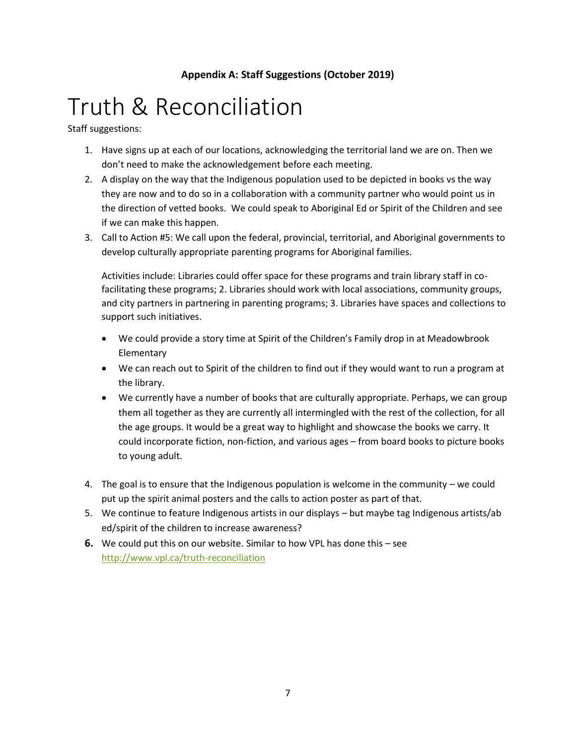**Appendix A: Staff Suggestions (October 2019)**

# Truth & Reconciliation

Staff suggestions:

1. Have signs up at each of our locations, acknowledging the territorial land we are on. Then we don't need to make the acknowledgement before each meeting.
2. A display on the way that the Indigenous population used to be depicted in books vs the way they are now and to do so in a collaboration with a community partner who would point us in the direction of vetted books. We could speak to Aboriginal Ed or Spirit of the Children and see if we can make this happen.
3. Call to Action #5: We call upon the federal, provincial, territorial, and Aboriginal governments to develop culturally appropriate parenting programs for Aboriginal families.

   Activities include: Libraries could offer space for these programs and train library staff in co-facilitating these programs; 2. Libraries should work with local associations, community groups, and city partners in partnering in parenting programs; 3. Libraries have spaces and collections to support such initiatives.

   - We could provide a story time at Spirit of the Children's Family drop in at Meadowbrook Elementary
   - We can reach out to Spirit of the children to find out if they would want to run a program at the library.
   - We currently have a number of books that are culturally appropriate. Perhaps, we can group them all together as they are currently all intermingled with the rest of the collection, for all the age groups. It would be a great way to highlight and showcase the books we carry. It could incorporate fiction, non-fiction, and various ages – from board books to picture books to young adult.

4. The goal is to ensure that the Indigenous population is welcome in the community – we could put up the spirit animal posters and the calls to action poster as part of that.
5. We continue to feature Indigenous artists in our displays – but maybe tag Indigenous artists/ab ed/spirit of the children to increase awareness?
6. We could put this on our website. Similar to how VPL has done this – see [http://www.vpl.ca/truth-reconciliation](http://www.vpl.ca/truth-reconciliation)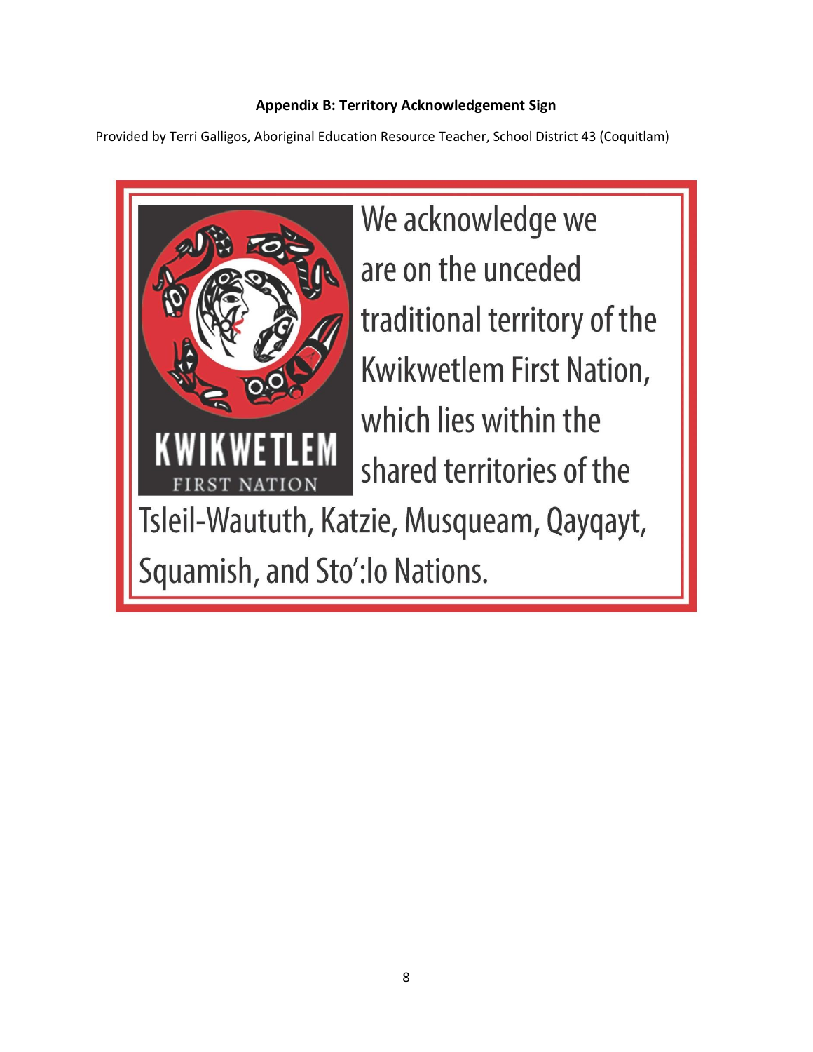**Appendix B: Territory Acknowledgement Sign**

Provided by Terri Galligos, Aboriginal Education Resource Teacher, School District 43 (Coquitlam)

KWIKWETLEM
FIRST NATION

We acknowledge we are on the unceded traditional territory of the Kwikwetlem First Nation, which lies within the shared territories of the Tsleil-Waututh, Katzie, Musqueam, Qayqayt, Squamish, and Sto':lo Nations.